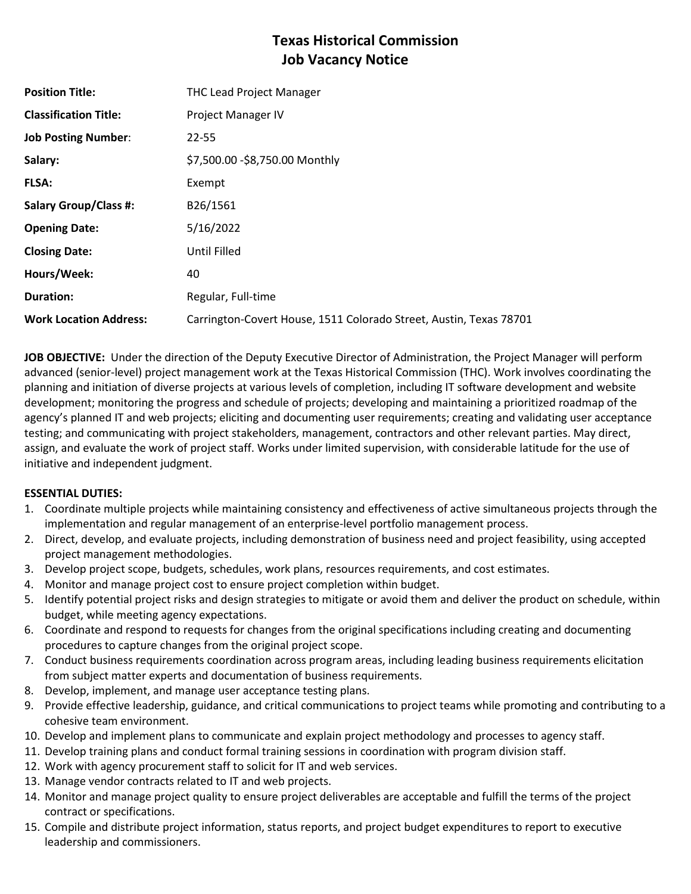# Texas Historical Commission
## Job Vacancy Notice

| | |
|---|---|
| **Position Title:** | THC Lead Project Manager |
| **Classification Title:** | Project Manager IV |
| **Job Posting Number:** | 22-55 |
| **Salary:** | $7,500.00 -$8,750.00 Monthly |
| **FLSA:** | Exempt |
| **Salary Group/Class #:** | B26/1561 |
| **Opening Date:** | 5/16/2022 |
| **Closing Date:** | Until Filled |
| **Hours/Week:** | 40 |
| **Duration:** | Regular, Full-time |
| **Work Location Address:** | Carrington-Covert House, 1511 Colorado Street, Austin, Texas 78701 |

**JOB OBJECTIVE:** Under the direction of the Deputy Executive Director of Administration, the Project Manager will perform advanced (senior-level) project management work at the Texas Historical Commission (THC). Work involves coordinating the planning and initiation of diverse projects at various levels of completion, including IT software development and website development; monitoring the progress and schedule of projects; developing and maintaining a prioritized roadmap of the agency's planned IT and web projects; eliciting and documenting user requirements; creating and validating user acceptance testing; and communicating with project stakeholders, management, contractors and other relevant parties. May direct, assign, and evaluate the work of project staff. Works under limited supervision, with considerable latitude for the use of initiative and independent judgment.

**ESSENTIAL DUTIES:**

1. Coordinate multiple projects while maintaining consistency and effectiveness of active simultaneous projects through the implementation and regular management of an enterprise-level portfolio management process.
2. Direct, develop, and evaluate projects, including demonstration of business need and project feasibility, using accepted project management methodologies.
3. Develop project scope, budgets, schedules, work plans, resources requirements, and cost estimates.
4. Monitor and manage project cost to ensure project completion within budget.
5. Identify potential project risks and design strategies to mitigate or avoid them and deliver the product on schedule, within budget, while meeting agency expectations.
6. Coordinate and respond to requests for changes from the original specifications including creating and documenting procedures to capture changes from the original project scope.
7. Conduct business requirements coordination across program areas, including leading business requirements elicitation from subject matter experts and documentation of business requirements.
8. Develop, implement, and manage user acceptance testing plans.
9. Provide effective leadership, guidance, and critical communications to project teams while promoting and contributing to a cohesive team environment.
10. Develop and implement plans to communicate and explain project methodology and processes to agency staff.
11. Develop training plans and conduct formal training sessions in coordination with program division staff.
12. Work with agency procurement staff to solicit for IT and web services.
13. Manage vendor contracts related to IT and web projects.
14. Monitor and manage project quality to ensure project deliverables are acceptable and fulfill the terms of the project contract or specifications.
15. Compile and distribute project information, status reports, and project budget expenditures to report to executive leadership and commissioners.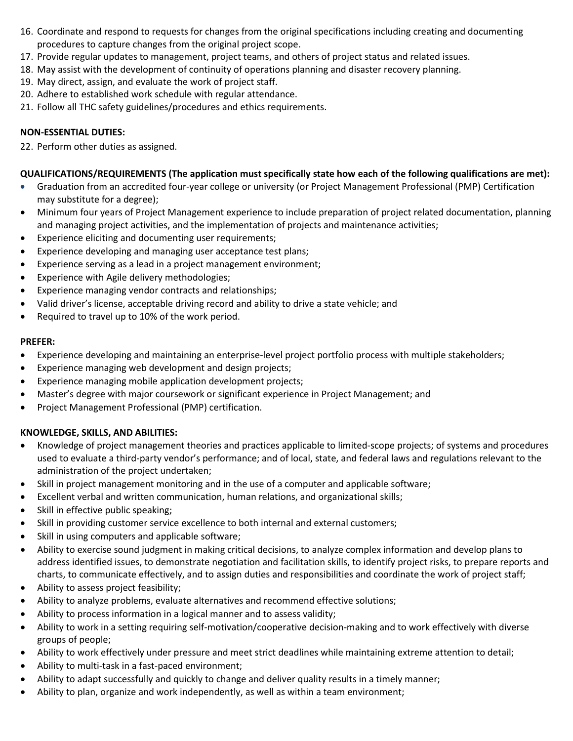16. Coordinate and respond to requests for changes from the original specifications including creating and documenting procedures to capture changes from the original project scope.
17. Provide regular updates to management, project teams, and others of project status and related issues.
18. May assist with the development of continuity of operations planning and disaster recovery planning.
19. May direct, assign, and evaluate the work of project staff.
20. Adhere to established work schedule with regular attendance.
21. Follow all THC safety guidelines/procedures and ethics requirements.

**NON-ESSENTIAL DUTIES:**

22. Perform other duties as assigned.

**QUALIFICATIONS/REQUIREMENTS (The application must specifically state how each of the following qualifications are met):**

- Graduation from an accredited four-year college or university (or Project Management Professional (PMP) Certification may substitute for a degree);
- Minimum four years of Project Management experience to include preparation of project related documentation, planning and managing project activities, and the implementation of projects and maintenance activities;
- Experience eliciting and documenting user requirements;
- Experience developing and managing user acceptance test plans;
- Experience serving as a lead in a project management environment;
- Experience with Agile delivery methodologies;
- Experience managing vendor contracts and relationships;
- Valid driver's license, acceptable driving record and ability to drive a state vehicle; and
- Required to travel up to 10% of the work period.

**PREFER:**

- Experience developing and maintaining an enterprise-level project portfolio process with multiple stakeholders;
- Experience managing web development and design projects;
- Experience managing mobile application development projects;
- Master's degree with major coursework or significant experience in Project Management; and
- Project Management Professional (PMP) certification.

**KNOWLEDGE, SKILLS, AND ABILITIES:**

- Knowledge of project management theories and practices applicable to limited-scope projects; of systems and procedures used to evaluate a third-party vendor's performance; and of local, state, and federal laws and regulations relevant to the administration of the project undertaken;
- Skill in project management monitoring and in the use of a computer and applicable software;
- Excellent verbal and written communication, human relations, and organizational skills;
- Skill in effective public speaking;
- Skill in providing customer service excellence to both internal and external customers;
- Skill in using computers and applicable software;
- Ability to exercise sound judgment in making critical decisions, to analyze complex information and develop plans to address identified issues, to demonstrate negotiation and facilitation skills, to identify project risks, to prepare reports and charts, to communicate effectively, and to assign duties and responsibilities and coordinate the work of project staff;
- Ability to assess project feasibility;
- Ability to analyze problems, evaluate alternatives and recommend effective solutions;
- Ability to process information in a logical manner and to assess validity;
- Ability to work in a setting requiring self-motivation/cooperative decision-making and to work effectively with diverse groups of people;
- Ability to work effectively under pressure and meet strict deadlines while maintaining extreme attention to detail;
- Ability to multi-task in a fast-paced environment;
- Ability to adapt successfully and quickly to change and deliver quality results in a timely manner;
- Ability to plan, organize and work independently, as well as within a team environment;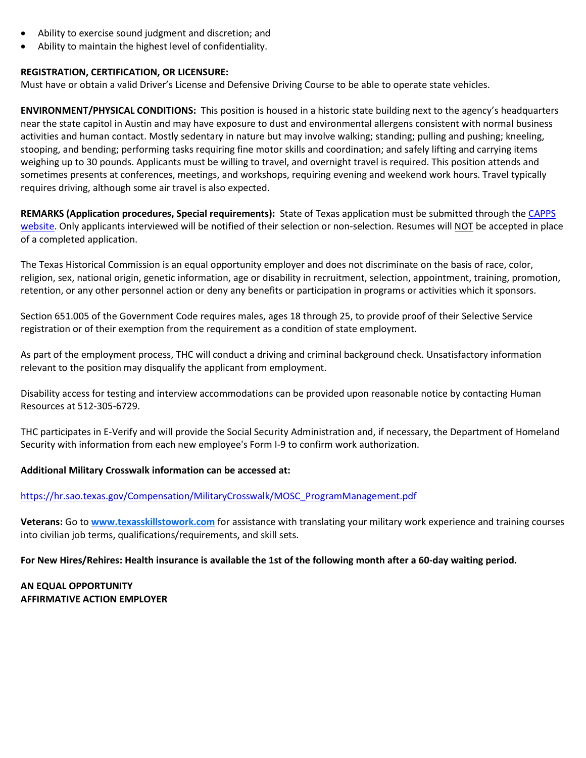- Ability to exercise sound judgment and discretion; and
- Ability to maintain the highest level of confidentiality.

**REGISTRATION, CERTIFICATION, OR LICENSURE:**
Must have or obtain a valid Driver's License and Defensive Driving Course to be able to operate state vehicles.

**ENVIRONMENT/PHYSICAL CONDITIONS:** This position is housed in a historic state building next to the agency's headquarters near the state capitol in Austin and may have exposure to dust and environmental allergens consistent with normal business activities and human contact. Mostly sedentary in nature but may involve walking; standing; pulling and pushing; kneeling, stooping, and bending; performing tasks requiring fine motor skills and coordination; and safely lifting and carrying items weighing up to 30 pounds. Applicants must be willing to travel, and overnight travel is required. This position attends and sometimes presents at conferences, meetings, and workshops, requiring evening and weekend work hours. Travel typically requires driving, although some air travel is also expected.

**REMARKS (Application procedures, Special requirements):** State of Texas application must be submitted through the CAPPS website. Only applicants interviewed will be notified of their selection or non-selection. Resumes will NOT be accepted in place of a completed application.

The Texas Historical Commission is an equal opportunity employer and does not discriminate on the basis of race, color, religion, sex, national origin, genetic information, age or disability in recruitment, selection, appointment, training, promotion, retention, or any other personnel action or deny any benefits or participation in programs or activities which it sponsors.

Section 651.005 of the Government Code requires males, ages 18 through 25, to provide proof of their Selective Service registration or of their exemption from the requirement as a condition of state employment.

As part of the employment process, THC will conduct a driving and criminal background check. Unsatisfactory information relevant to the position may disqualify the applicant from employment.

Disability access for testing and interview accommodations can be provided upon reasonable notice by contacting Human Resources at 512-305-6729.

THC participates in E-Verify and will provide the Social Security Administration and, if necessary, the Department of Homeland Security with information from each new employee's Form I-9 to confirm work authorization.

**Additional Military Crosswalk information can be accessed at:**

https://hr.sao.texas.gov/Compensation/MilitaryCrosswalk/MOSC_ProgramManagement.pdf

**Veterans:** Go to **www.texasskillstowork.com** for assistance with translating your military work experience and training courses into civilian job terms, qualifications/requirements, and skill sets.

**For New Hires/Rehires: Health insurance is available the 1st of the following month after a 60-day waiting period.**

**AN EQUAL OPPORTUNITY**
**AFFIRMATIVE ACTION EMPLOYER**